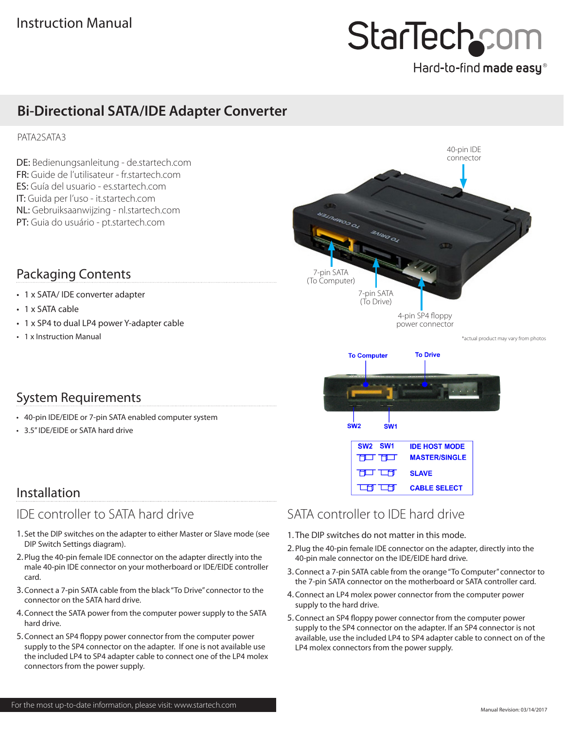Instruction Manual

# Bi-Directional SATA/IDE Adapter Converter

PATA2SATA3

DE: Bedienungsanleitung - de.startech.com
FR: Guide de l'utilisateur - fr.startech.com
ES: Guía del usuario - es.startech.com
IT: Guida per l'uso - it.startech.com
NL: Gebruiksaanwijzing - nl.startech.com
PT: Guia do usuário - pt.startech.com

40-pin IDE connector

7-pin SATA (To Computer)

7-pin SATA (To Drive)

4-pin SP4 floppy power connector

*actual product may vary from photos

To Computer

To Drive

SW2

SW1

| SW2 | SW1 | IDE HOST MODE |
|---|---|---|
| | | MASTER/SINGLE |
| | | SLAVE |
| | | CABLE SELECT |

## Packaging Contents

- 1 x SATA/ IDE converter adapter
- 1 x SATA cable
- 1 x SP4 to dual LP4 power Y-adapter cable
- 1 x Instruction Manual

## System Requirements

- 40-pin IDE/EIDE or 7-pin SATA enabled computer system
- 3.5" IDE/EIDE or SATA hard drive

## Installation

### IDE controller to SATA hard drive

1. Set the DIP switches on the adapter to either Master or Slave mode (see DIP Switch Settings diagram).
2. Plug the 40-pin female IDE connector on the adapter directly into the male 40-pin IDE connector on your motherboard or IDE/EIDE controller card.
3. Connect a 7-pin SATA cable from the black "To Drive" connector to the 7-pin SATA connector on the SATA hard drive.
4. Connect the SATA power from the computer power supply to the SATA hard drive.
5. Connect an SP4 floppy power connector from the computer power supply to the SP4 connector on the adapter. If one is not available use the included LP4 to SP4 adapter cable to connect one of the LP4 molex connectors from the power supply.

### SATA controller to IDE hard drive

1. The DIP switches do not matter in this mode.
2. Plug the 40-pin female IDE connector on the adapter, directly into the 40-pin male connector on the IDE/EIDE hard drive.
3. Connect a 7-pin SATA cable from the orange "To Computer" connector to the 7-pin SATA connector on the motherboard or SATA controller card.
4. Connect an LP4 molex power connector from the computer power supply to the hard drive.
5. Connect an SP4 floppy power connector from the computer power supply to the SP4 connector on the adapter. If an SP4 connector is not available, use the included LP4 to SP4 adapter cable to connect on of the LP4 molex connectors from the power supply.

For the most up-to-date information, please visit: www.startech.com

Manual Revision: 03/14/2017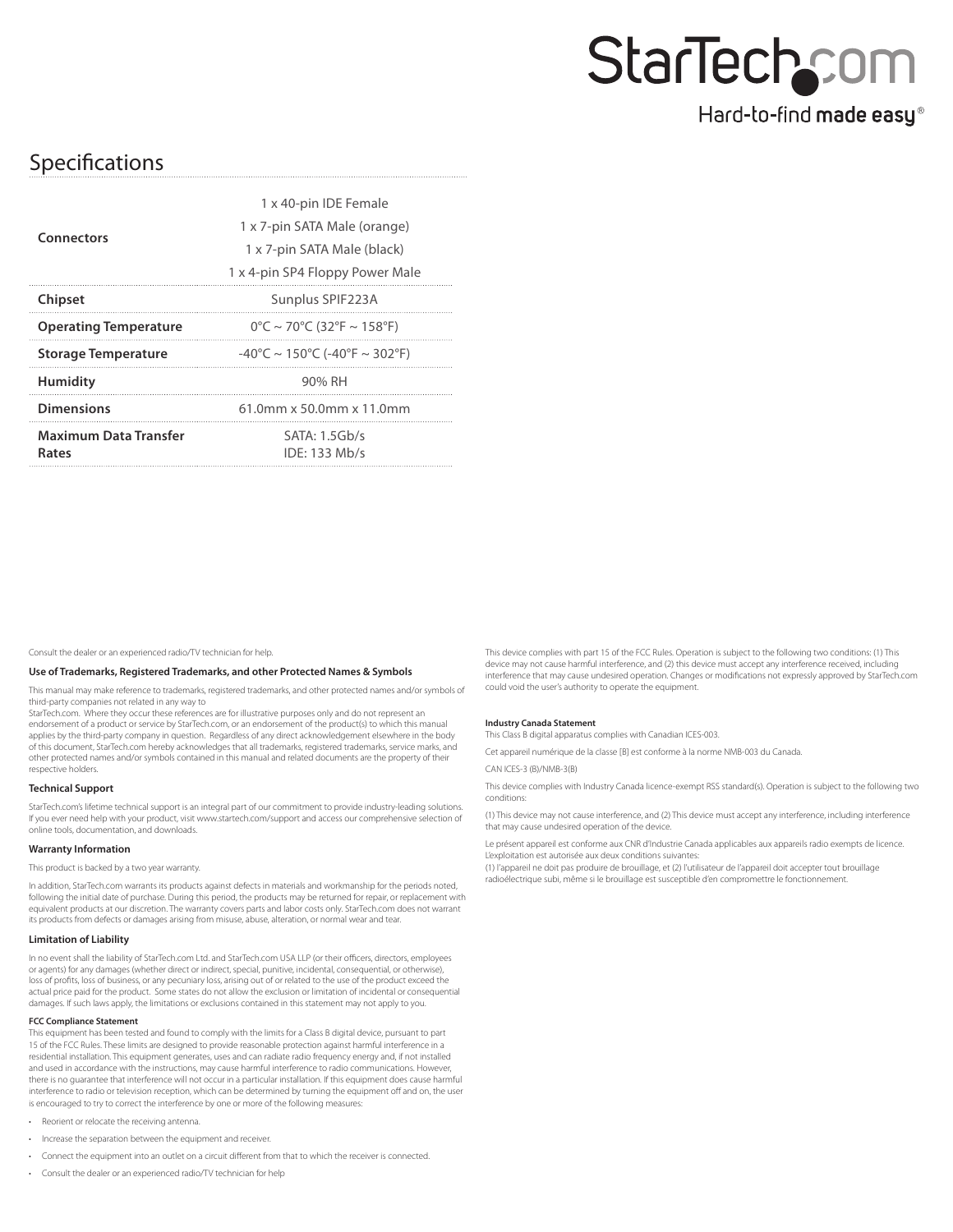StarTech.com

Hard-to-find made easy®

# Specifications

| | |
|---|---|
| **Connectors** | 1 x 40-pin IDE Female<br>1 x 7-pin SATA Male (orange)<br>1 x 7-pin SATA Male (black)<br>1 x 4-pin SP4 Floppy Power Male |
| **Chipset** | Sunplus SPIF223A |
| **Operating Temperature** | 0°C ~ 70°C (32°F ~ 158°F) |
| **Storage Temperature** | -40°C ~ 150°C (-40°F ~ 302°F) |
| **Humidity** | 90% RH |
| **Dimensions** | 61.0mm x 50.0mm x 11.0mm |
| **Maximum Data Transfer Rates** | SATA: 1.5Gb/s<br>IDE: 133 Mb/s |

Consult the dealer or an experienced radio/TV technician for help.

#### Use of Trademarks, Registered Trademarks, and other Protected Names & Symbols

This manual may make reference to trademarks, registered trademarks, and other protected names and/or symbols of third-party companies not related in any way to
StarTech.com. Where they occur these references are for illustrative purposes only and do not represent an endorsement of a product or service by StarTech.com, or an endorsement of the product(s) to which this manual applies by the third-party company in question. Regardless of any direct acknowledgement elsewhere in the body of this document, StarTech.com hereby acknowledges that all trademarks, registered trademarks, service marks, and other protected names and/or symbols contained in this manual and related documents are the property of their respective holders.

#### Technical Support

StarTech.com's lifetime technical support is an integral part of our commitment to provide industry-leading solutions. If you ever need help with your product, visit www.startech.com/support and access our comprehensive selection of online tools, documentation, and downloads.

#### Warranty Information

This product is backed by a two year warranty.

In addition, StarTech.com warrants its products against defects in materials and workmanship for the periods noted, following the initial date of purchase. During this period, the products may be returned for repair, or replacement with equivalent products at our discretion. The warranty covers parts and labor costs only. StarTech.com does not warrant its products from defects or damages arising from misuse, abuse, alteration, or normal wear and tear.

#### Limitation of Liability

In no event shall the liability of StarTech.com Ltd. and StarTech.com USA LLP (or their officers, directors, employees or agents) for any damages (whether direct or indirect, special, punitive, incidental, consequential, or otherwise), loss of profits, loss of business, or any pecuniary loss, arising out of or related to the use of the product exceed the actual price paid for the product. Some states do not allow the exclusion or limitation of incidental or consequential damages. If such laws apply, the limitations or exclusions contained in this statement may not apply to you.

#### FCC Compliance Statement

This equipment has been tested and found to comply with the limits for a Class B digital device, pursuant to part 15 of the FCC Rules. These limits are designed to provide reasonable protection against harmful interference in a residential installation. This equipment generates, uses and can radiate radio frequency energy and, if not installed and used in accordance with the instructions, may cause harmful interference to radio communications. However, there is no guarantee that interference will not occur in a particular installation. If this equipment does cause harmful interference to radio or television reception, which can be determined by turning the equipment off and on, the user is encouraged to try to correct the interference by one or more of the following measures:

- Reorient or relocate the receiving antenna.
- Increase the separation between the equipment and receiver.
- Connect the equipment into an outlet on a circuit different from that to which the receiver is connected.
- Consult the dealer or an experienced radio/TV technician for help

This device complies with part 15 of the FCC Rules. Operation is subject to the following two conditions: (1) This device may not cause harmful interference, and (2) this device must accept any interference received, including interference that may cause undesired operation. Changes or modifications not expressly approved by StarTech.com could void the user's authority to operate the equipment.

#### Industry Canada Statement

This Class B digital apparatus complies with Canadian ICES-003.

Cet appareil numérique de la classe [B] est conforme à la norme NMB-003 du Canada.

CAN ICES-3 (B)/NMB-3(B)

This device complies with Industry Canada licence-exempt RSS standard(s). Operation is subject to the following two conditions:

(1) This device may not cause interference, and (2) This device must accept any interference, including interference that may cause undesired operation of the device.

Le présent appareil est conforme aux CNR d'Industrie Canada applicables aux appareils radio exempts de licence. L'exploitation est autorisée aux deux conditions suivantes:
(1) l'appareil ne doit pas produire de brouillage, et (2) l'utilisateur de l'appareil doit accepter tout brouillage radioélectrique subi, même si le brouillage est susceptible d'en compromettre le fonctionnement.